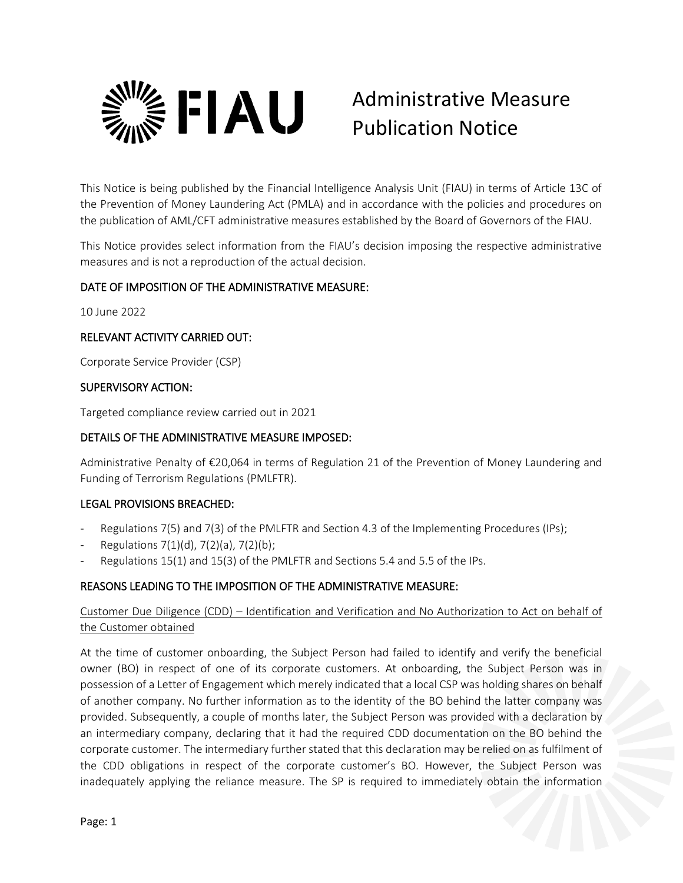# FIAU Administrative Measure Publication Notice

This Notice is being published by the Financial Intelligence Analysis Unit (FIAU) in terms of Article 13C of the Prevention of Money Laundering Act (PMLA) and in accordance with the policies and procedures on the publication of AML/CFT administrative measures established by the Board of Governors of the FIAU.

This Notice provides select information from the FIAU's decision imposing the respective administrative measures and is not a reproduction of the actual decision.

## DATE OF IMPOSITION OF THE ADMINISTRATIVE MEASURE:

10 June 2022

## RELEVANT ACTIVITY CARRIED OUT:

Corporate Service Provider (CSP)

## SUPERVISORY ACTION:

Targeted compliance review carried out in 2021

## DETAILS OF THE ADMINISTRATIVE MEASURE IMPOSED:

Administrative Penalty of €20,064 in terms of Regulation 21 of the Prevention of Money Laundering and Funding of Terrorism Regulations (PMLFTR).

## LEGAL PROVISIONS BREACHED:

- Regulations 7(5) and 7(3) of the PMLFTR and Section 4.3 of the Implementing Procedures (IPs);
- Regulations 7(1)(d), 7(2)(a), 7(2)(b);
- Regulations 15(1) and 15(3) of the PMLFTR and Sections 5.4 and 5.5 of the IPs.

## REASONS LEADING TO THE IMPOSITION OF THE ADMINISTRATIVE MEASURE:

### Customer Due Diligence (CDD) – Identification and Verification and No Authorization to Act on behalf of the Customer obtained

At the time of customer onboarding, the Subject Person had failed to identify and verify the beneficial owner (BO) in respect of one of its corporate customers. At onboarding, the Subject Person was in possession of a Letter of Engagement which merely indicated that a local CSP was holding shares on behalf of another company. No further information as to the identity of the BO behind the latter company was provided. Subsequently, a couple of months later, the Subject Person was provided with a declaration by an intermediary company, declaring that it had the required CDD documentation on the BO behind the corporate customer. The intermediary further stated that this declaration may be relied on as fulfilment of the CDD obligations in respect of the corporate customer's BO. However, the Subject Person was inadequately applying the reliance measure. The SP is required to immediately obtain the information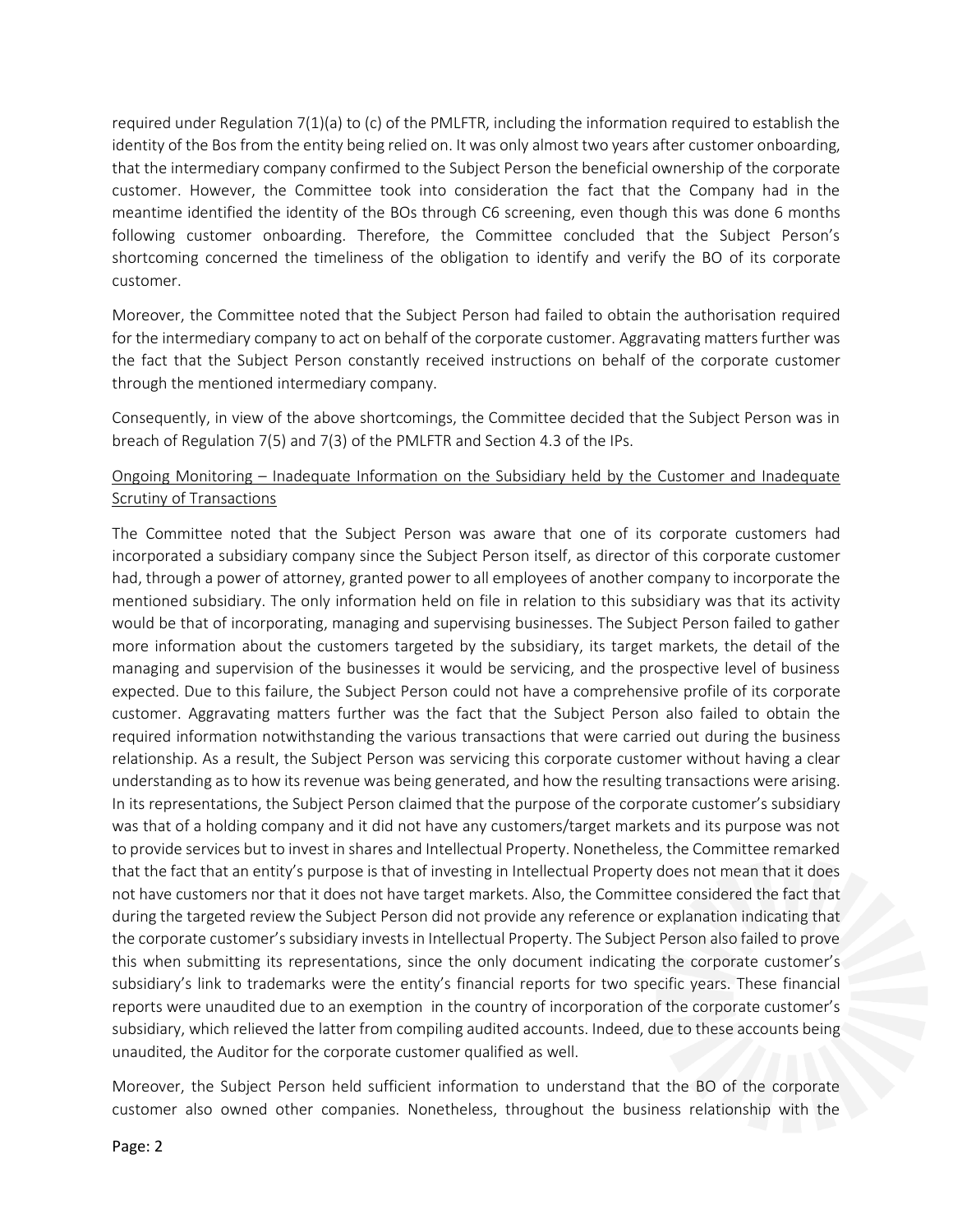required under Regulation 7(1)(a) to (c) of the PMLFTR, including the information required to establish the identity of the Bos from the entity being relied on. It was only almost two years after customer onboarding, that the intermediary company confirmed to the Subject Person the beneficial ownership of the corporate customer. However, the Committee took into consideration the fact that the Company had in the meantime identified the identity of the BOs through C6 screening, even though this was done 6 months following customer onboarding. Therefore, the Committee concluded that the Subject Person's shortcoming concerned the timeliness of the obligation to identify and verify the BO of its corporate customer.

Moreover, the Committee noted that the Subject Person had failed to obtain the authorisation required for the intermediary company to act on behalf of the corporate customer. Aggravating matters further was the fact that the Subject Person constantly received instructions on behalf of the corporate customer through the mentioned intermediary company.

Consequently, in view of the above shortcomings, the Committee decided that the Subject Person was in breach of Regulation 7(5) and 7(3) of the PMLFTR and Section 4.3 of the IPs.

<u>Ongoing Monitoring – Inadequate Information on the Subsidiary held by the Customer and Inadequate Scrutiny of Transactions</u>

The Committee noted that the Subject Person was aware that one of its corporate customers had incorporated a subsidiary company since the Subject Person itself, as director of this corporate customer had, through a power of attorney, granted power to all employees of another company to incorporate the mentioned subsidiary. The only information held on file in relation to this subsidiary was that its activity would be that of incorporating, managing and supervising businesses. The Subject Person failed to gather more information about the customers targeted by the subsidiary, its target markets, the detail of the managing and supervision of the businesses it would be servicing, and the prospective level of business expected. Due to this failure, the Subject Person could not have a comprehensive profile of its corporate customer. Aggravating matters further was the fact that the Subject Person also failed to obtain the required information notwithstanding the various transactions that were carried out during the business relationship. As a result, the Subject Person was servicing this corporate customer without having a clear understanding as to how its revenue was being generated, and how the resulting transactions were arising. In its representations, the Subject Person claimed that the purpose of the corporate customer's subsidiary was that of a holding company and it did not have any customers/target markets and its purpose was not to provide services but to invest in shares and Intellectual Property. Nonetheless, the Committee remarked that the fact that an entity's purpose is that of investing in Intellectual Property does not mean that it does not have customers nor that it does not have target markets. Also, the Committee considered the fact that during the targeted review the Subject Person did not provide any reference or explanation indicating that the corporate customer's subsidiary invests in Intellectual Property. The Subject Person also failed to prove this when submitting its representations, since the only document indicating the corporate customer's subsidiary's link to trademarks were the entity's financial reports for two specific years. These financial reports were unaudited due to an exemption in the country of incorporation of the corporate customer's subsidiary, which relieved the latter from compiling audited accounts. Indeed, due to these accounts being unaudited, the Auditor for the corporate customer qualified as well.

Moreover, the Subject Person held sufficient information to understand that the BO of the corporate customer also owned other companies. Nonetheless, throughout the business relationship with the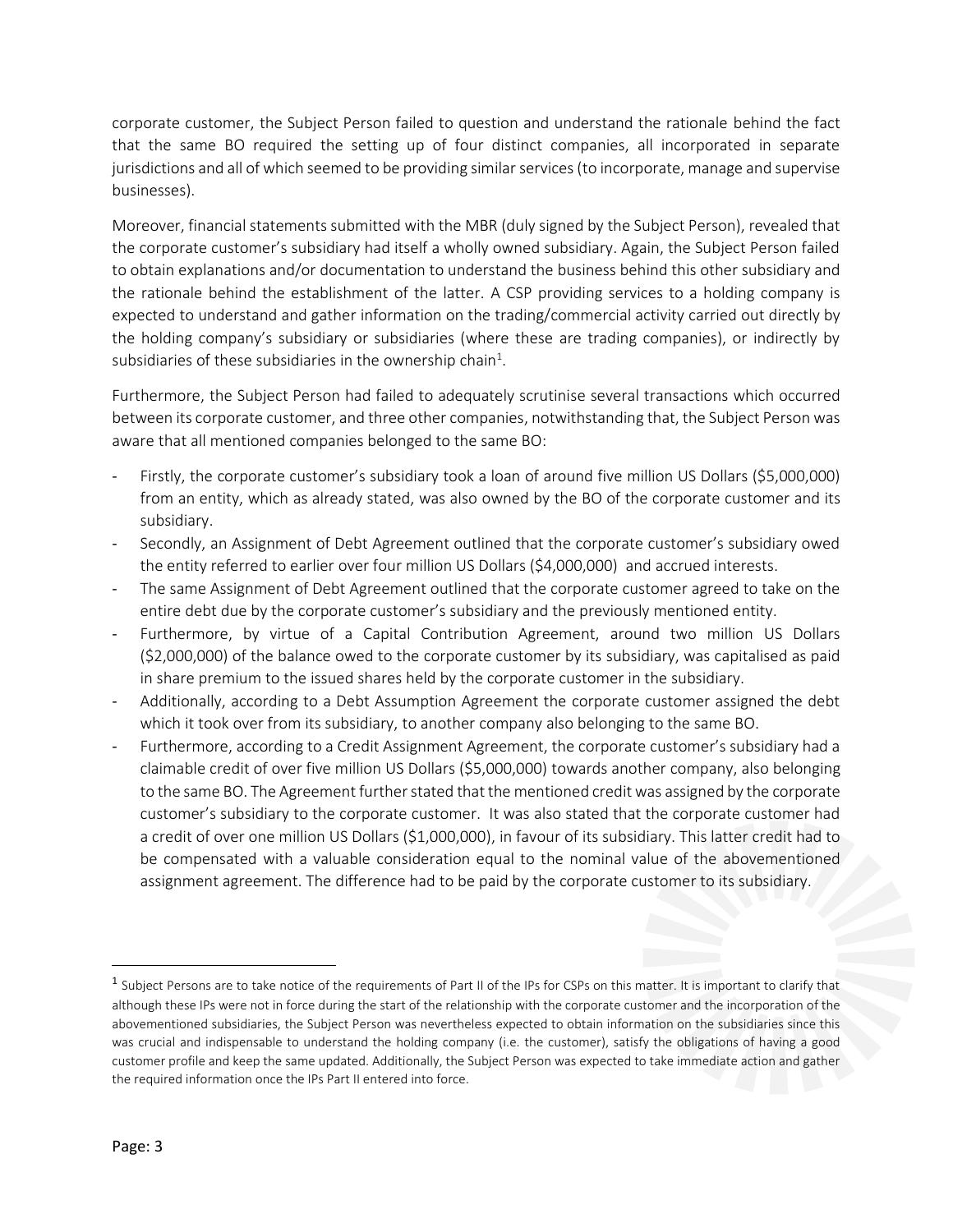corporate customer, the Subject Person failed to question and understand the rationale behind the fact that the same BO required the setting up of four distinct companies, all incorporated in separate jurisdictions and all of which seemed to be providing similar services (to incorporate, manage and supervise businesses).

Moreover, financial statements submitted with the MBR (duly signed by the Subject Person), revealed that the corporate customer's subsidiary had itself a wholly owned subsidiary. Again, the Subject Person failed to obtain explanations and/or documentation to understand the business behind this other subsidiary and the rationale behind the establishment of the latter. A CSP providing services to a holding company is expected to understand and gather information on the trading/commercial activity carried out directly by the holding company's subsidiary or subsidiaries (where these are trading companies), or indirectly by subsidiaries of these subsidiaries in the ownership chain[1].

Furthermore, the Subject Person had failed to adequately scrutinise several transactions which occurred between its corporate customer, and three other companies, notwithstanding that, the Subject Person was aware that all mentioned companies belonged to the same BO:

- Firstly, the corporate customer's subsidiary took a loan of around five million US Dollars ($5,000,000) from an entity, which as already stated, was also owned by the BO of the corporate customer and its subsidiary.
- Secondly, an Assignment of Debt Agreement outlined that the corporate customer's subsidiary owed the entity referred to earlier over four million US Dollars ($4,000,000) and accrued interests.
- The same Assignment of Debt Agreement outlined that the corporate customer agreed to take on the entire debt due by the corporate customer's subsidiary and the previously mentioned entity.
- Furthermore, by virtue of a Capital Contribution Agreement, around two million US Dollars ($2,000,000) of the balance owed to the corporate customer by its subsidiary, was capitalised as paid in share premium to the issued shares held by the corporate customer in the subsidiary.
- Additionally, according to a Debt Assumption Agreement the corporate customer assigned the debt which it took over from its subsidiary, to another company also belonging to the same BO.
- Furthermore, according to a Credit Assignment Agreement, the corporate customer's subsidiary had a claimable credit of over five million US Dollars ($5,000,000) towards another company, also belonging to the same BO. The Agreement further stated that the mentioned credit was assigned by the corporate customer's subsidiary to the corporate customer. It was also stated that the corporate customer had a credit of over one million US Dollars ($1,000,000), in favour of its subsidiary. This latter credit had to be compensated with a valuable consideration equal to the nominal value of the abovementioned assignment agreement. The difference had to be paid by the corporate customer to its subsidiary.

---

[1] Subject Persons are to take notice of the requirements of Part II of the IPs for CSPs on this matter. It is important to clarify that although these IPs were not in force during the start of the relationship with the corporate customer and the incorporation of the abovementioned subsidiaries, the Subject Person was nevertheless expected to obtain information on the subsidiaries since this was crucial and indispensable to understand the holding company (i.e. the customer), satisfy the obligations of having a good customer profile and keep the same updated. Additionally, the Subject Person was expected to take immediate action and gather the required information once the IPs Part II entered into force.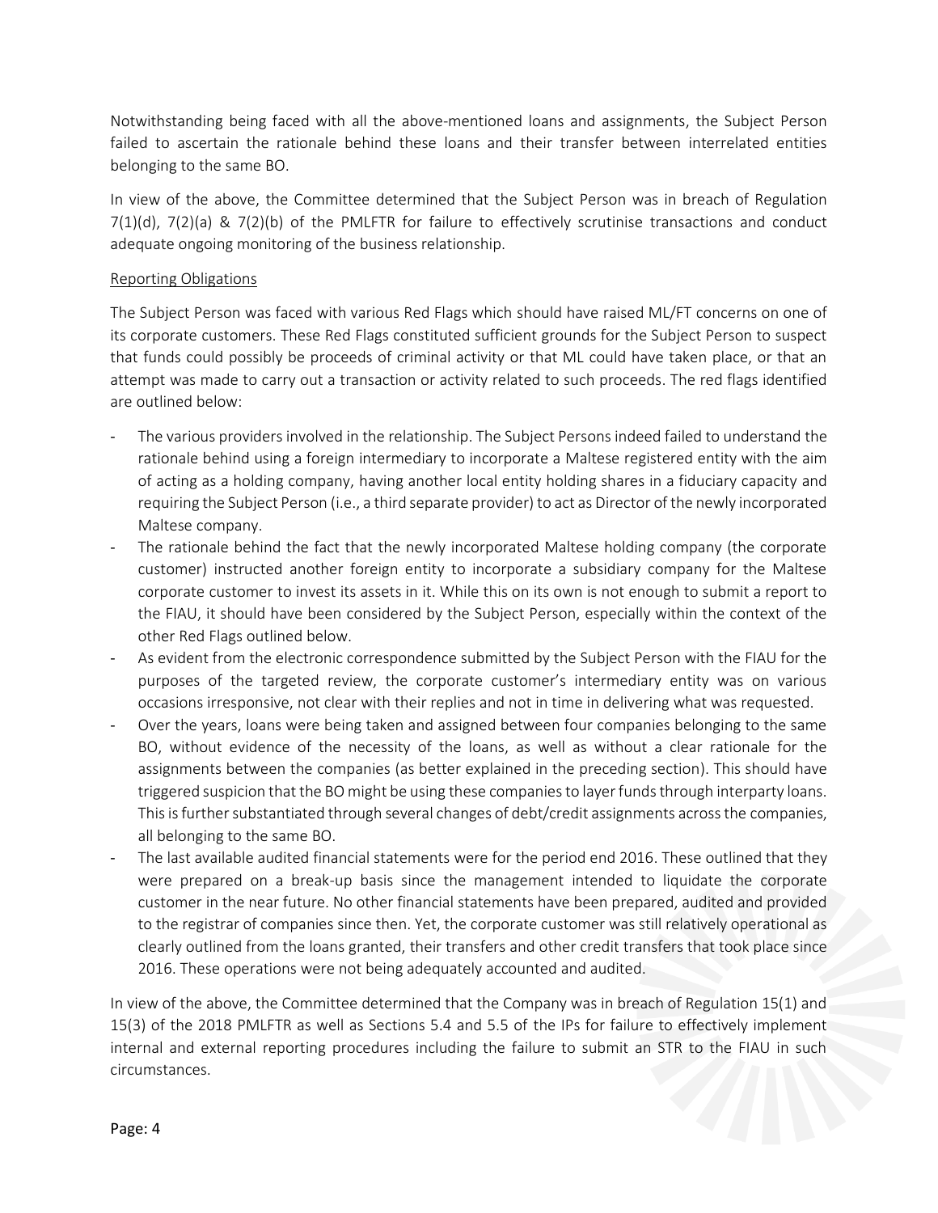Notwithstanding being faced with all the above-mentioned loans and assignments, the Subject Person failed to ascertain the rationale behind these loans and their transfer between interrelated entities belonging to the same BO.

In view of the above, the Committee determined that the Subject Person was in breach of Regulation 7(1)(d), 7(2)(a) & 7(2)(b) of the PMLFTR for failure to effectively scrutinise transactions and conduct adequate ongoing monitoring of the business relationship.

Reporting Obligations

The Subject Person was faced with various Red Flags which should have raised ML/FT concerns on one of its corporate customers. These Red Flags constituted sufficient grounds for the Subject Person to suspect that funds could possibly be proceeds of criminal activity or that ML could have taken place, or that an attempt was made to carry out a transaction or activity related to such proceeds. The red flags identified are outlined below:

- The various providers involved in the relationship. The Subject Persons indeed failed to understand the rationale behind using a foreign intermediary to incorporate a Maltese registered entity with the aim of acting as a holding company, having another local entity holding shares in a fiduciary capacity and requiring the Subject Person (i.e., a third separate provider) to act as Director of the newly incorporated Maltese company.
- The rationale behind the fact that the newly incorporated Maltese holding company (the corporate customer) instructed another foreign entity to incorporate a subsidiary company for the Maltese corporate customer to invest its assets in it. While this on its own is not enough to submit a report to the FIAU, it should have been considered by the Subject Person, especially within the context of the other Red Flags outlined below.
- As evident from the electronic correspondence submitted by the Subject Person with the FIAU for the purposes of the targeted review, the corporate customer's intermediary entity was on various occasions irresponsive, not clear with their replies and not in time in delivering what was requested.
- Over the years, loans were being taken and assigned between four companies belonging to the same BO, without evidence of the necessity of the loans, as well as without a clear rationale for the assignments between the companies (as better explained in the preceding section). This should have triggered suspicion that the BO might be using these companies to layer funds through interparty loans. This is further substantiated through several changes of debt/credit assignments across the companies, all belonging to the same BO.
- The last available audited financial statements were for the period end 2016. These outlined that they were prepared on a break-up basis since the management intended to liquidate the corporate customer in the near future. No other financial statements have been prepared, audited and provided to the registrar of companies since then. Yet, the corporate customer was still relatively operational as clearly outlined from the loans granted, their transfers and other credit transfers that took place since 2016. These operations were not being adequately accounted and audited.

In view of the above, the Committee determined that the Company was in breach of Regulation 15(1) and 15(3) of the 2018 PMLFTR as well as Sections 5.4 and 5.5 of the IPs for failure to effectively implement internal and external reporting procedures including the failure to submit an STR to the FIAU in such circumstances.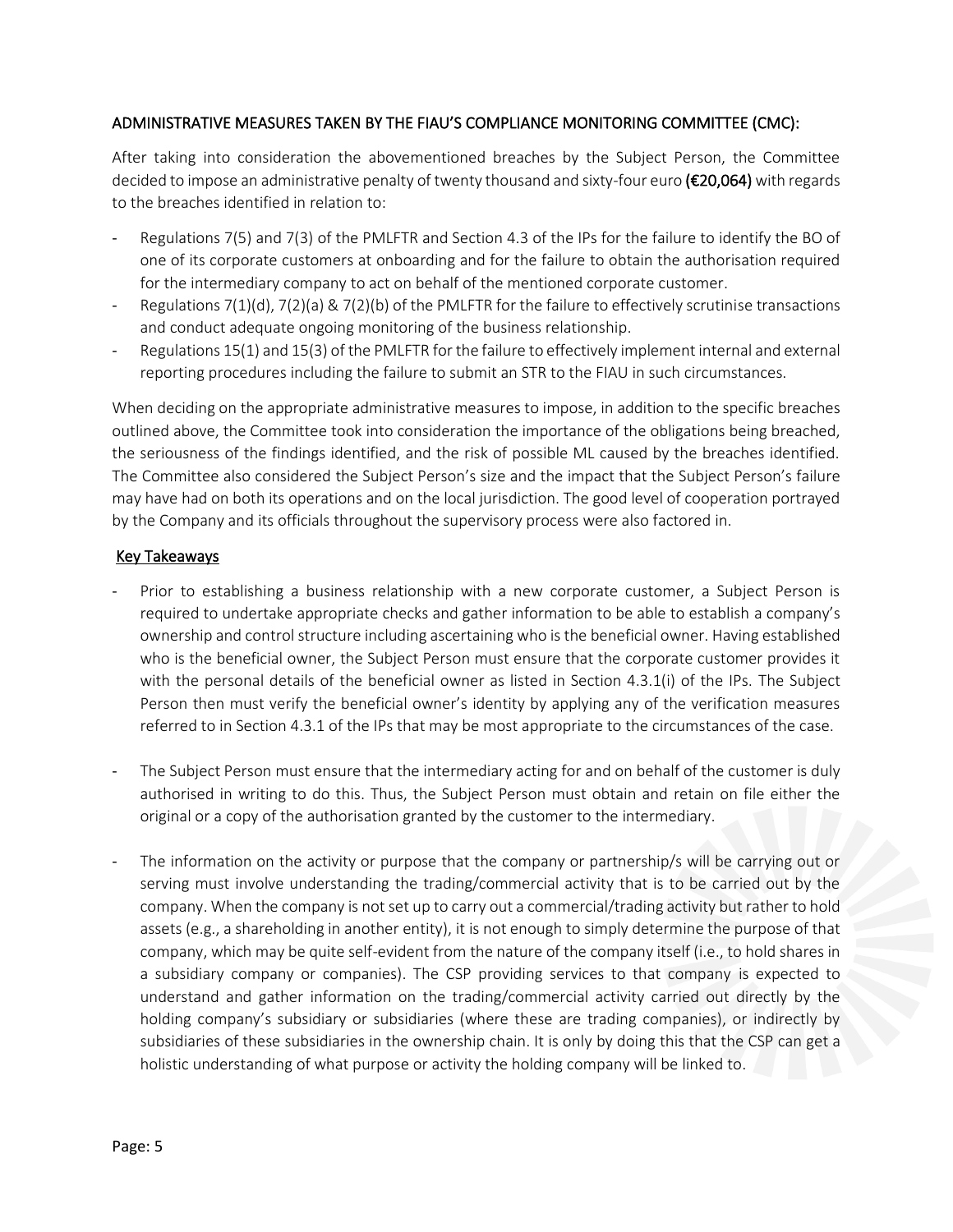## ADMINISTRATIVE MEASURES TAKEN BY THE FIAU'S COMPLIANCE MONITORING COMMITTEE (CMC):

After taking into consideration the abovementioned breaches by the Subject Person, the Committee decided to impose an administrative penalty of twenty thousand and sixty-four euro **(€20,064)** with regards to the breaches identified in relation to:

- Regulations 7(5) and 7(3) of the PMLFTR and Section 4.3 of the IPs for the failure to identify the BO of one of its corporate customers at onboarding and for the failure to obtain the authorisation required for the intermediary company to act on behalf of the mentioned corporate customer.
- Regulations 7(1)(d), 7(2)(a) & 7(2)(b) of the PMLFTR for the failure to effectively scrutinise transactions and conduct adequate ongoing monitoring of the business relationship.
- Regulations 15(1) and 15(3) of the PMLFTR for the failure to effectively implement internal and external reporting procedures including the failure to submit an STR to the FIAU in such circumstances.

When deciding on the appropriate administrative measures to impose, in addition to the specific breaches outlined above, the Committee took into consideration the importance of the obligations being breached, the seriousness of the findings identified, and the risk of possible ML caused by the breaches identified. The Committee also considered the Subject Person's size and the impact that the Subject Person's failure may have had on both its operations and on the local jurisdiction. The good level of cooperation portrayed by the Company and its officials throughout the supervisory process were also factored in.

## Key Takeaways

- Prior to establishing a business relationship with a new corporate customer, a Subject Person is required to undertake appropriate checks and gather information to be able to establish a company's ownership and control structure including ascertaining who is the beneficial owner. Having established who is the beneficial owner, the Subject Person must ensure that the corporate customer provides it with the personal details of the beneficial owner as listed in Section 4.3.1(i) of the IPs. The Subject Person then must verify the beneficial owner's identity by applying any of the verification measures referred to in Section 4.3.1 of the IPs that may be most appropriate to the circumstances of the case.

- The Subject Person must ensure that the intermediary acting for and on behalf of the customer is duly authorised in writing to do this. Thus, the Subject Person must obtain and retain on file either the original or a copy of the authorisation granted by the customer to the intermediary.

- The information on the activity or purpose that the company or partnership/s will be carrying out or serving must involve understanding the trading/commercial activity that is to be carried out by the company. When the company is not set up to carry out a commercial/trading activity but rather to hold assets (e.g., a shareholding in another entity), it is not enough to simply determine the purpose of that company, which may be quite self-evident from the nature of the company itself (i.e., to hold shares in a subsidiary company or companies). The CSP providing services to that company is expected to understand and gather information on the trading/commercial activity carried out directly by the holding company's subsidiary or subsidiaries (where these are trading companies), or indirectly by subsidiaries of these subsidiaries in the ownership chain. It is only by doing this that the CSP can get a holistic understanding of what purpose or activity the holding company will be linked to.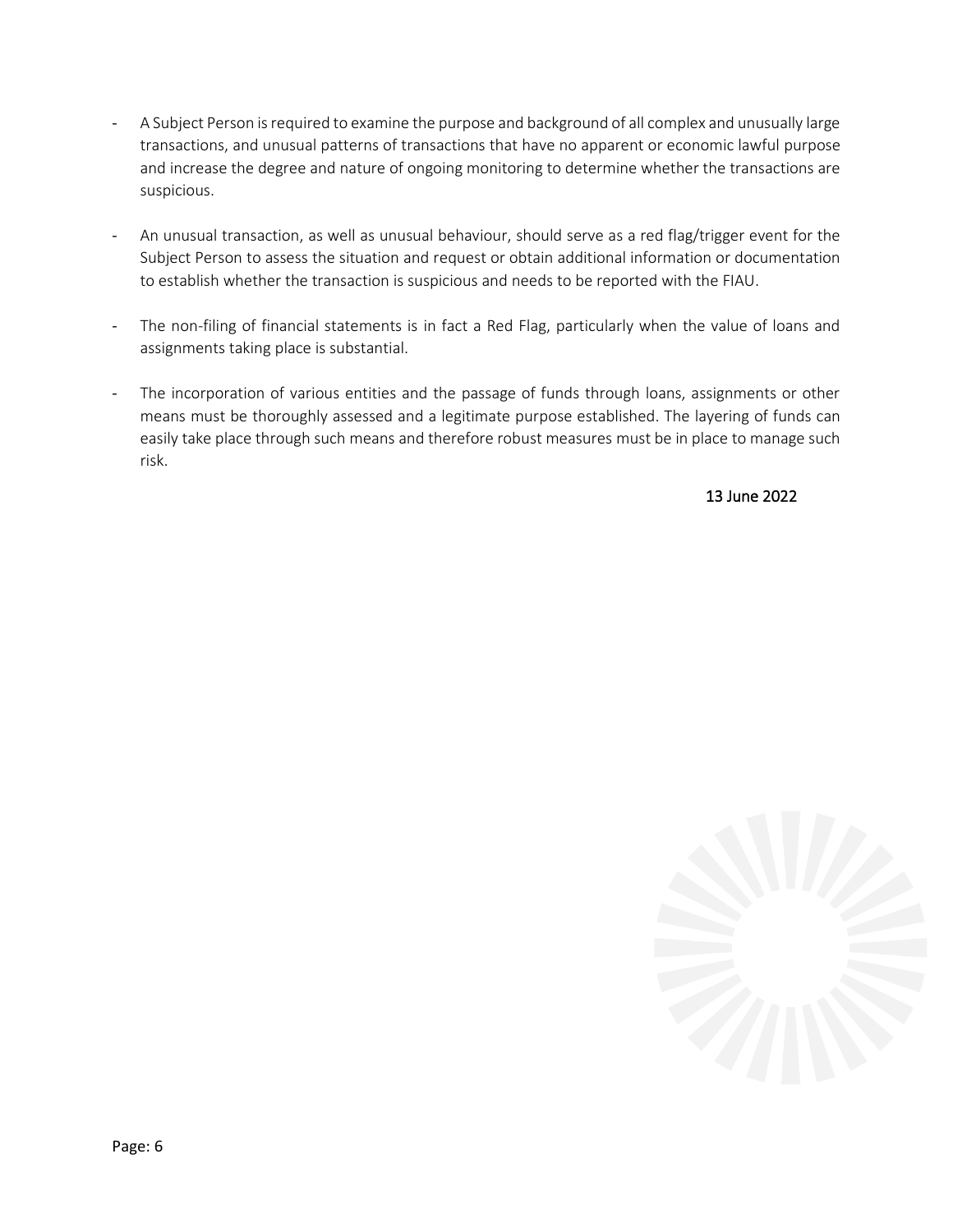- A Subject Person is required to examine the purpose and background of all complex and unusually large transactions, and unusual patterns of transactions that have no apparent or economic lawful purpose and increase the degree and nature of ongoing monitoring to determine whether the transactions are suspicious.

- An unusual transaction, as well as unusual behaviour, should serve as a red flag/trigger event for the Subject Person to assess the situation and request or obtain additional information or documentation to establish whether the transaction is suspicious and needs to be reported with the FIAU.

- The non-filing of financial statements is in fact a Red Flag, particularly when the value of loans and assignments taking place is substantial.

- The incorporation of various entities and the passage of funds through loans, assignments or other means must be thoroughly assessed and a legitimate purpose established. The layering of funds can easily take place through such means and therefore robust measures must be in place to manage such risk.

13 June 2022